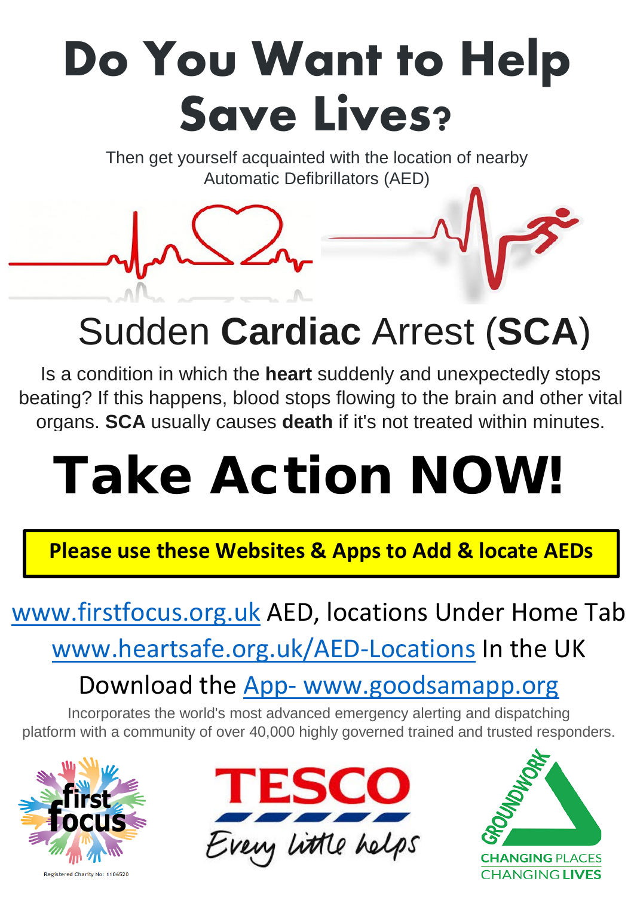# Do You Want to Help Save Lives?

Then get yourself acquainted with the location of nearby Automatic Defibrillators (AED)

## Sudden **Cardiac** Arrest (**SCA**)

Is a condition in which the **heart** suddenly and unexpectedly stops beating? If this happens, blood stops flowing to the brain and other vital organs. **SCA** usually causes **death** if it's not treated within minutes.

# Take Action NOW!

**Please use these Websites & Apps to Add & locate AEDs**

www.firstfocus.org.uk AED, locations Under Home Tab

www.heartsafe.org.uk/AED-Locations In the UK

Download the App- www.goodsamapp.org

Incorporates the world's most advanced emergency alerting and dispatching platform with a community of over 40,000 highly governed trained and trusted responders.

first focus

Registered Charity No: 1106520

TESCO

Every little helps

GROUNDWORK

CHANGING PLACES CHANGING LIVES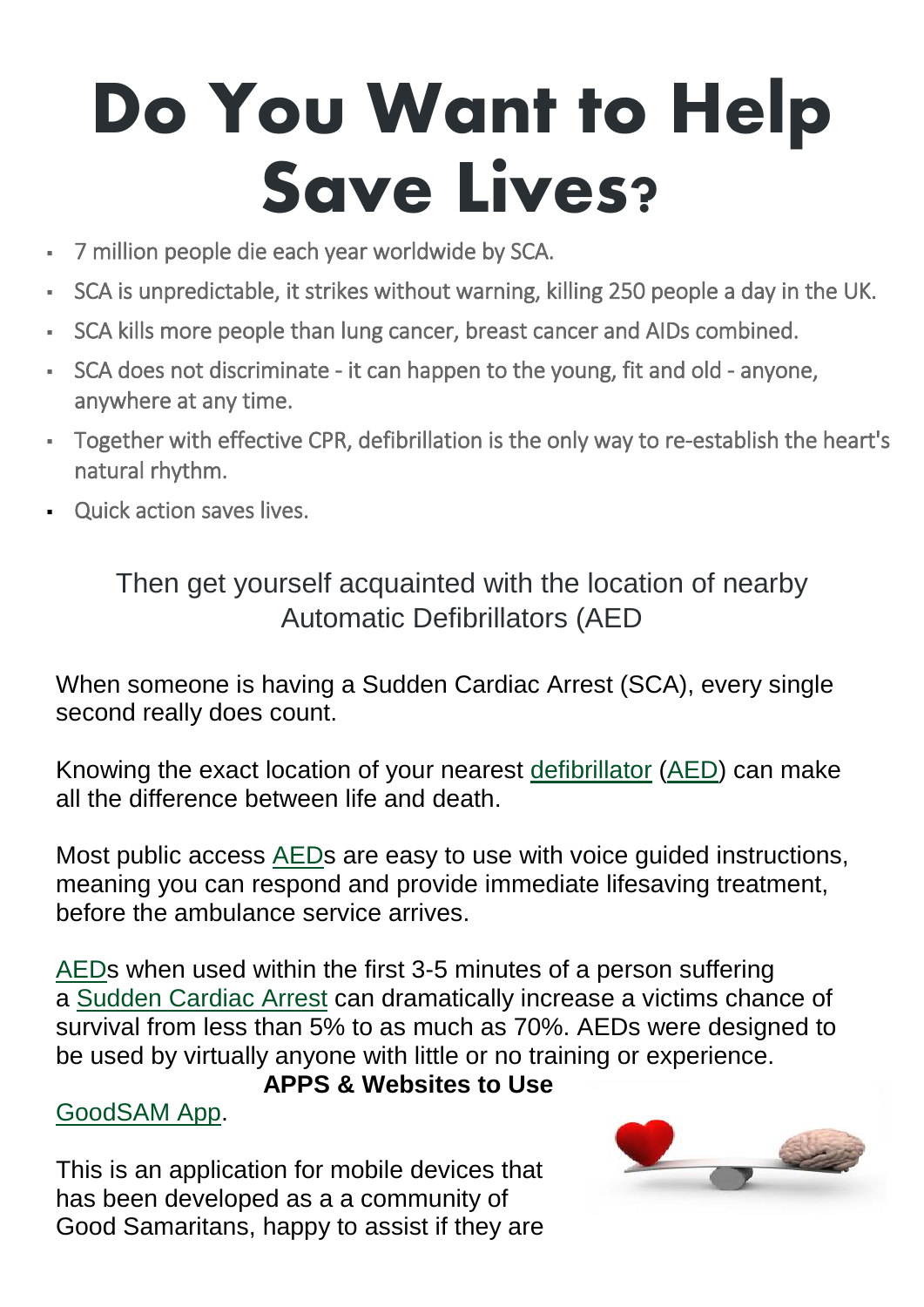# Do You Want to Help Save Lives?

- 7 million people die each year worldwide by SCA.
- SCA is unpredictable, it strikes without warning, killing 250 people a day in the UK.
- SCA kills more people than lung cancer, breast cancer and AIDs combined.
- SCA does not discriminate - it can happen to the young, fit and old - anyone, anywhere at any time.
- Together with effective CPR, defibrillation is the only way to re-establish the heart's natural rhythm.
- Quick action saves lives.

Then get yourself acquainted with the location of nearby Automatic Defibrillators (AED

When someone is having a Sudden Cardiac Arrest (SCA), every single second really does count.

Knowing the exact location of your nearest defibrillator (AED) can make all the difference between life and death.

Most public access AEDs are easy to use with voice guided instructions, meaning you can respond and provide immediate lifesaving treatment, before the ambulance service arrives.

AEDs when used within the first 3-5 minutes of a person suffering a Sudden Cardiac Arrest can dramatically increase a victims chance of survival from less than 5% to as much as 70%. AEDs were designed to be used by virtually anyone with little or no training or experience.

**APPS & Websites to Use**

GoodSAM App.

This is an application for mobile devices that has been developed as a a community of Good Samaritans, happy to assist if they are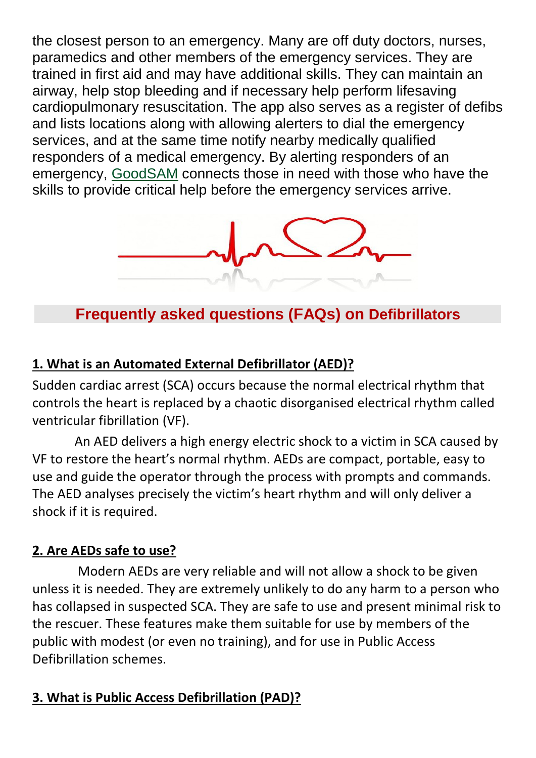the closest person to an emergency. Many are off duty doctors, nurses, paramedics and other members of the emergency services. They are trained in first aid and may have additional skills. They can maintain an airway, help stop bleeding and if necessary help perform lifesaving cardiopulmonary resuscitation. The app also serves as a register of defibs and lists locations along with allowing alerters to dial the emergency services, and at the same time notify nearby medically qualified responders of a medical emergency. By alerting responders of an emergency, GoodSAM connects those in need with those who have the skills to provide critical help before the emergency services arrive.

## Frequently asked questions (FAQs) on Defibrillators

### 1. What is an Automated External Defibrillator (AED)?

Sudden cardiac arrest (SCA) occurs because the normal electrical rhythm that controls the heart is replaced by a chaotic disorganised electrical rhythm called ventricular fibrillation (VF).

An AED delivers a high energy electric shock to a victim in SCA caused by VF to restore the heart's normal rhythm. AEDs are compact, portable, easy to use and guide the operator through the process with prompts and commands. The AED analyses precisely the victim's heart rhythm and will only deliver a shock if it is required.

### 2. Are AEDs safe to use?

Modern AEDs are very reliable and will not allow a shock to be given unless it is needed. They are extremely unlikely to do any harm to a person who has collapsed in suspected SCA. They are safe to use and present minimal risk to the rescuer. These features make them suitable for use by members of the public with modest (or even no training), and for use in Public Access Defibrillation schemes.

### 3. What is Public Access Defibrillation (PAD)?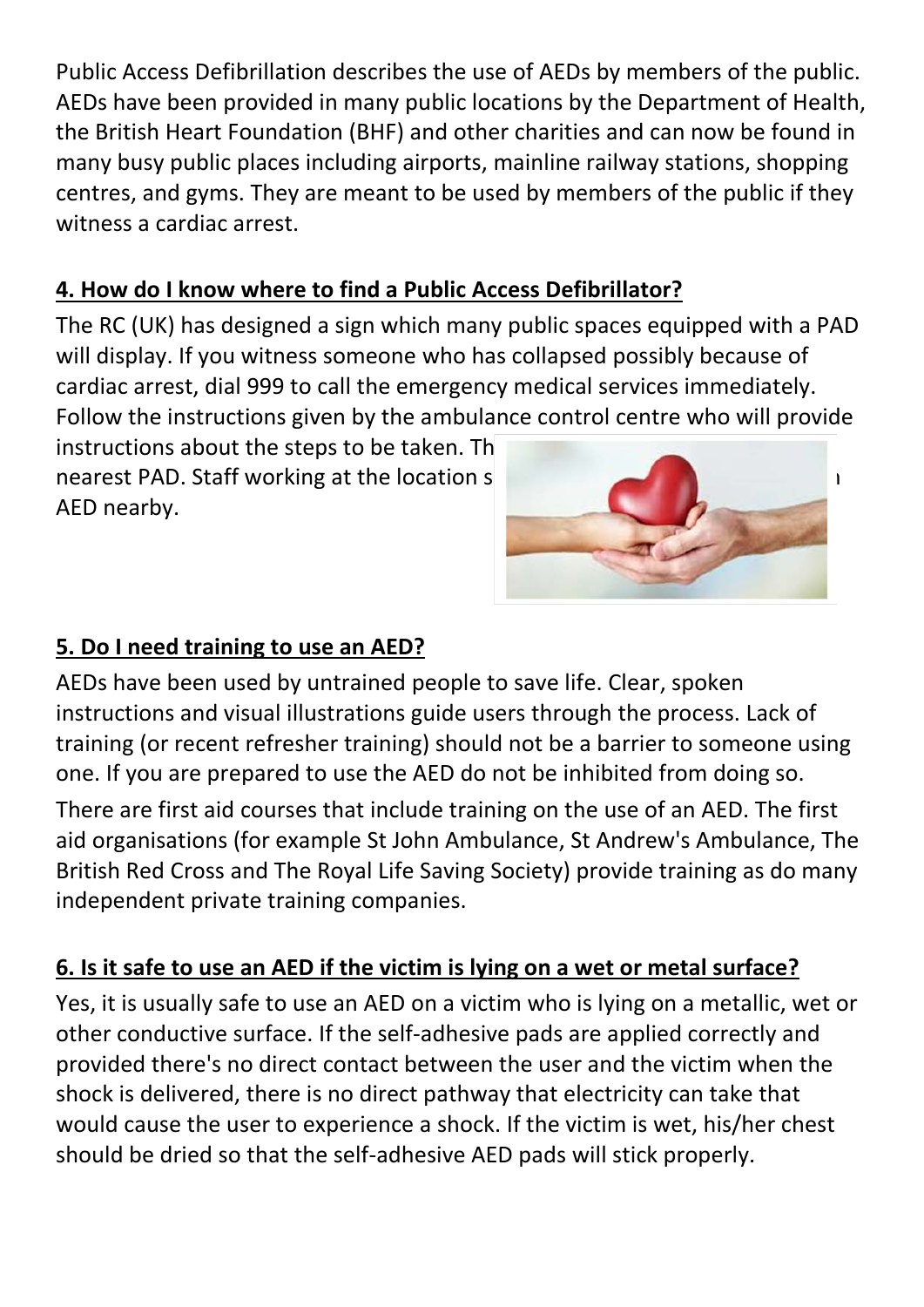Public Access Defibrillation describes the use of AEDs by members of the public. AEDs have been provided in many public locations by the Department of Health, the British Heart Foundation (BHF) and other charities and can now be found in many busy public places including airports, mainline railway stations, shopping centres, and gyms. They are meant to be used by members of the public if they witness a cardiac arrest.

## 4. How do I know where to find a Public Access Defibrillator?

The RC (UK) has designed a sign which many public spaces equipped with a PAD will display. If you witness someone who has collapsed possibly because of cardiac arrest, dial 999 to call the emergency medical services immediately. Follow the instructions given by the ambulance control centre who will provide instructions about the steps to be taken. Th nearest PAD. Staff working at the location s AED nearby.

## 5. Do I need training to use an AED?

AEDs have been used by untrained people to save life. Clear, spoken instructions and visual illustrations guide users through the process. Lack of training (or recent refresher training) should not be a barrier to someone using one. If you are prepared to use the AED do not be inhibited from doing so.

There are first aid courses that include training on the use of an AED. The first aid organisations (for example St John Ambulance, St Andrew's Ambulance, The British Red Cross and The Royal Life Saving Society) provide training as do many independent private training companies.

## 6. Is it safe to use an AED if the victim is lying on a wet or metal surface?

Yes, it is usually safe to use an AED on a victim who is lying on a metallic, wet or other conductive surface. If the self-adhesive pads are applied correctly and provided there's no direct contact between the user and the victim when the shock is delivered, there is no direct pathway that electricity can take that would cause the user to experience a shock. If the victim is wet, his/her chest should be dried so that the self-adhesive AED pads will stick properly.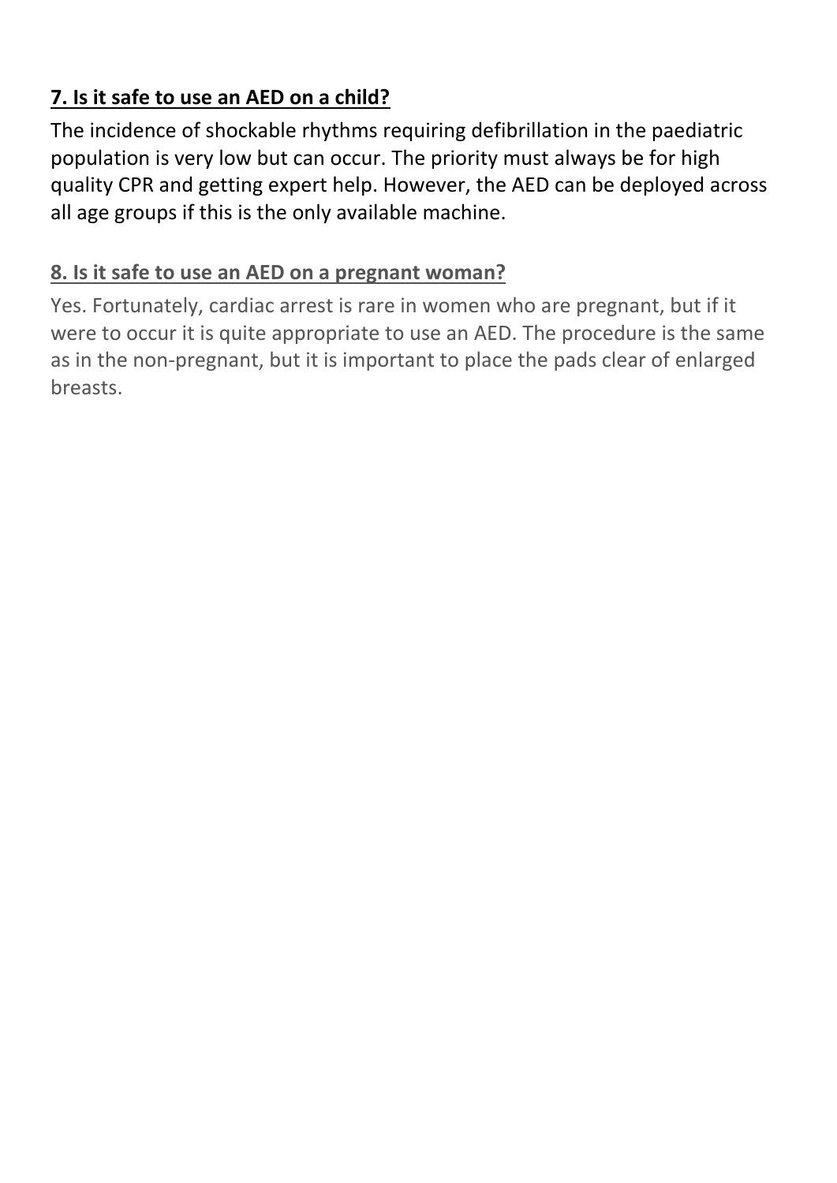**7. Is it safe to use an AED on a child?**

The incidence of shockable rhythms requiring defibrillation in the paediatric population is very low but can occur. The priority must always be for high quality CPR and getting expert help. However, the AED can be deployed across all age groups if this is the only available machine.

**8. Is it safe to use an AED on a pregnant woman?**

Yes. Fortunately, cardiac arrest is rare in women who are pregnant, but if it were to occur it is quite appropriate to use an AED. The procedure is the same as in the non-pregnant, but it is important to place the pads clear of enlarged breasts.